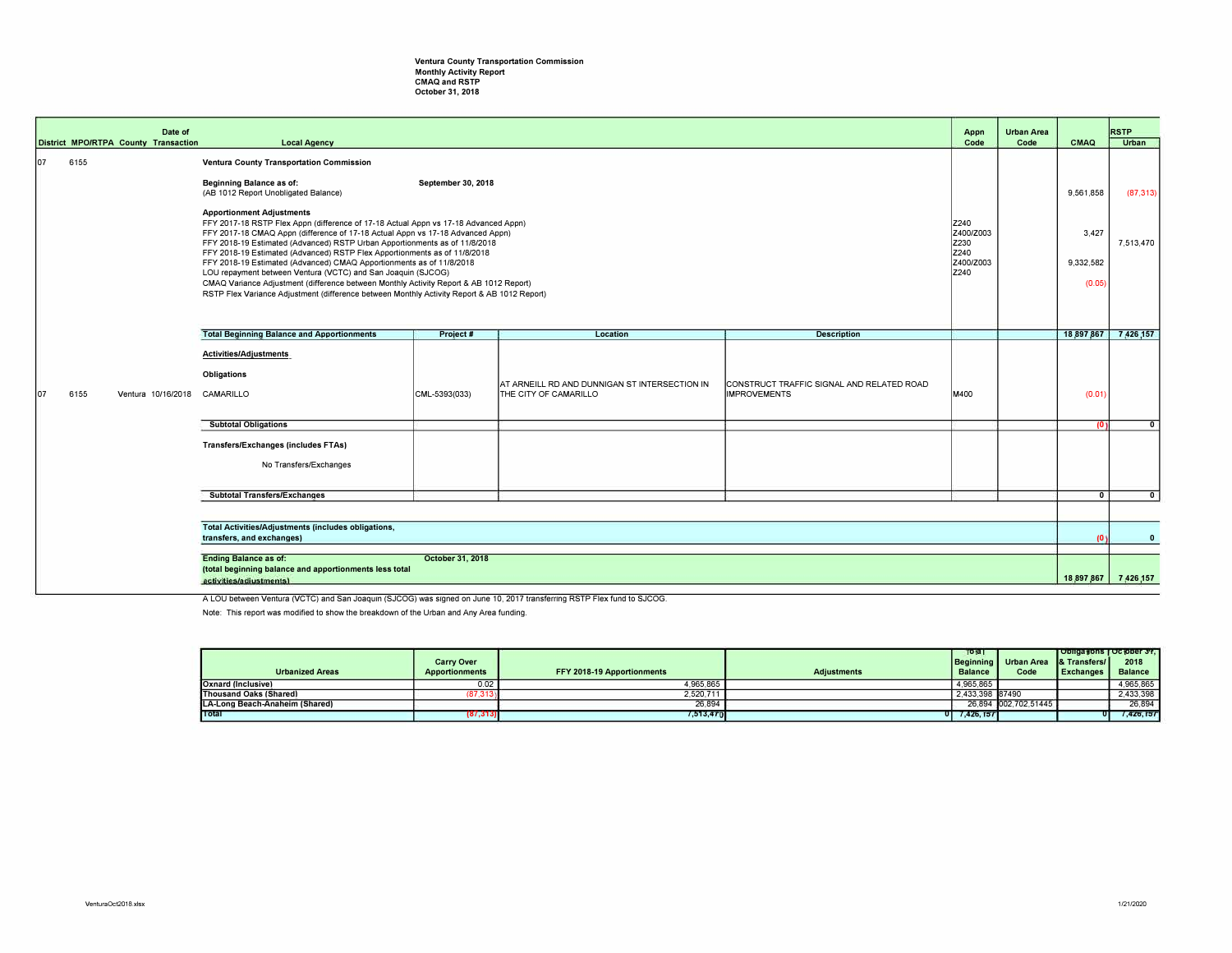**Ventura County Transportation Commission**
**Monthly Activity Report**
**CMAQ and RSTP**
**October 31, 2018**

| District | MPO/RTPA | County | Date of Transaction | Local Agency | Project # | Location | Description | Appn Code | Urban Area Code | CMAQ | RSTP Urban |
|---|---|---|---|---|---|---|---|---|---|---|---|
| 07 | 6155 | | | **Ventura County Transportation Commission** | | | | | | | |
| | | | | **Beginning Balance as of:** September 30, 2018 (AB 1012 Report Unobligated Balance) | | | | | | 9,561,858 | (87,313) |
| | | | | **Apportionment Adjustments** | | | | | | | |
| | | | | FFY 2017-18 RSTP Flex Appn (difference of 17-18 Actual Appn vs 17-18 Advanced Appn) | | | | Z240 | | | |
| | | | | FFY 2017-18 CMAQ Appn (difference of 17-18 Actual Appn vs 17-18 Advanced Appn) | | | | Z400/Z003 | | 3,427 | |
| | | | | FFY 2018-19 Estimated (Advanced) RSTP Urban Apportionments as of 11/8/2018 | | | | Z230 | | | 7,513,470 |
| | | | | FFY 2018-19 Estimated (Advanced) RSTP Flex Apportionments as of 11/8/2018 | | | | Z240 | | | |
| | | | | FFY 2018-19 Estimated (Advanced) CMAQ Apportionments as of 11/8/2018 | | | | Z400/Z003 | | 9,332,582 | |
| | | | | LOU repayment between Ventura (VCTC) and San Joaquin (SJCOG) | | | | Z240 | | | |
| | | | | CMAQ Variance Adjustment (difference between Monthly Activity Report & AB 1012 Report) | | | | | | (0.05) | |
| | | | | RSTP Flex Variance Adjustment (difference between Monthly Activity Report & AB 1012 Report) | | | | | | | |
| | | | | **Total Beginning Balance and Apportionments** | | | | | | 18,897,867 | 7,426,157 |
| | | | | **Activities/Adjustments** | | | | | | | |
| | | | | **Obligations** | | | | | | | |
| 07 | 6155 | Ventura | 10/16/2018 | CAMARILLO | CML-5393(033) | AT ARNEILL RD AND DUNNIGAN ST INTERSECTION IN THE CITY OF CAMARILLO | CONSTRUCT TRAFFIC SIGNAL AND RELATED ROAD IMPROVEMENTS | M400 | | (0.01) | |
| | | | | **Subtotal Obligations** | | | | | | (0) | 0 |
| | | | | **Transfers/Exchanges (includes FTAs)** | | | | | | | |
| | | | | No Transfers/Exchanges | | | | | | | |
| | | | | **Subtotal Transfers/Exchanges** | | | | | | 0 | 0 |
| | | | | **Total Activities/Adjustments (includes obligations, transfers, and exchanges)** | | | | | | (0) | 0 |
| | | | | **Ending Balance as of:** October 31, 2018 (total beginning balance and apportionments less total activities/adjustments) | | | | | | 18,897,867 | 7,426,157 |

A LOU between Ventura (VCTC) and San Joaquin (SJCOG) was signed on June 10, 2017 transferring RSTP Flex fund to SJCOG.

Note: This report was modified to show the breakdown of the Urban and Any Area funding.

| Urbanized Areas | Carry Over Apportionments | FFY 2018-19 Apportionments | Adjustments | Total Beginning Balance | Urban Area Code | Obligations & Transfers/ Exchanges | October 31, 2018 Balance |
|---|---|---|---|---|---|---|---|
| Oxnard (Inclusive) | 0.02 | 4,965,865 | | 4,965,865 | | | 4,965,865 |
| Thousand Oaks (Shared) | (87,313) | 2,520,711 | | 2,433,398 | 87490 | | 2,433,398 |
| LA-Long Beach-Anaheim (Shared) | | 26,894 | | 26,894 | 002,702,51445 | | 26,894 |
| Total | (87,313) | 7,513,470 | 0 | 7,426,157 | | 0 | 7,426,157 |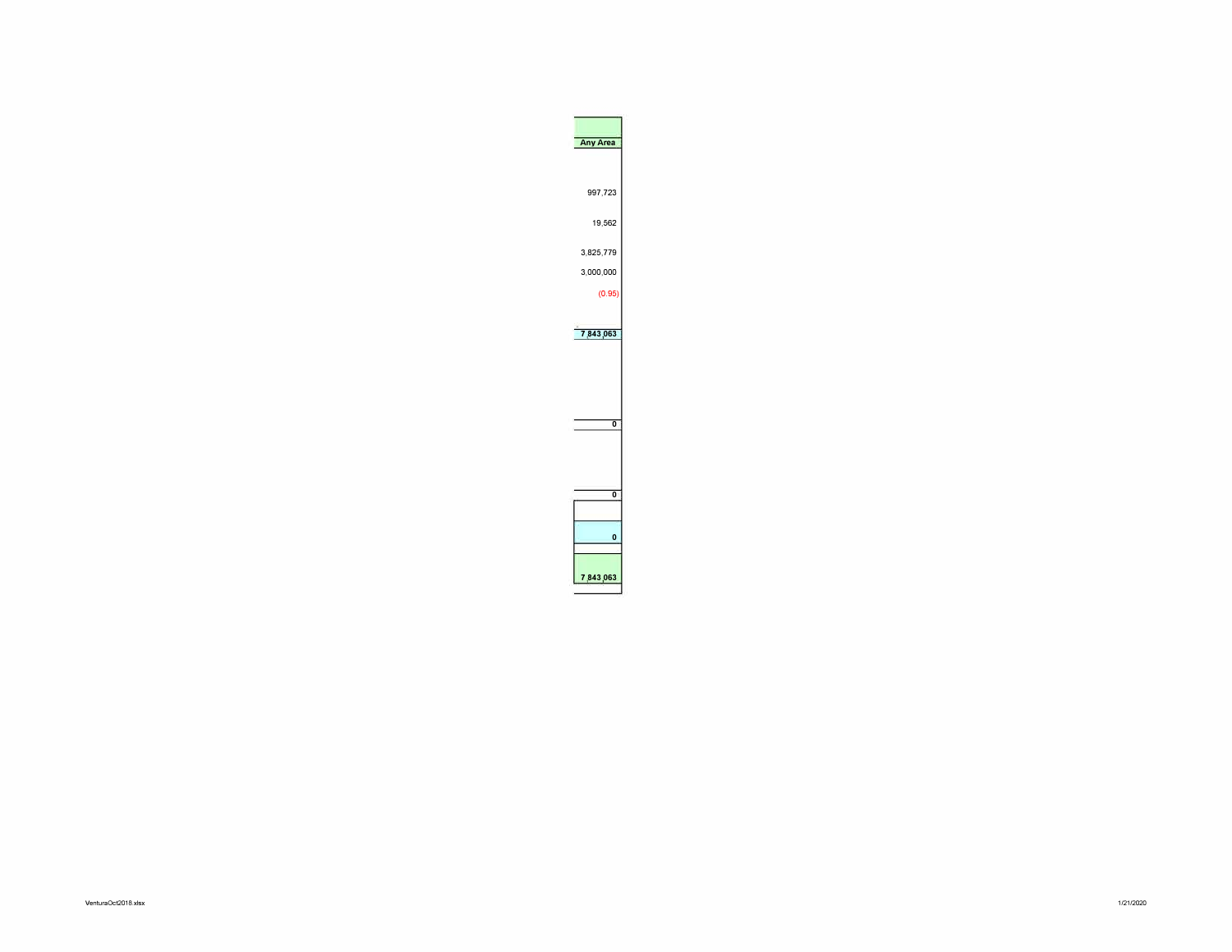| Any Area |
|---|
| |
| 997,723 |
| 19,562 |
| 3,825,779 |
| 3,000,000 |
| (0.95) |
| **7,843,063** |
| **0** |
| **0** |
| **0** |
| **7,843,063** |